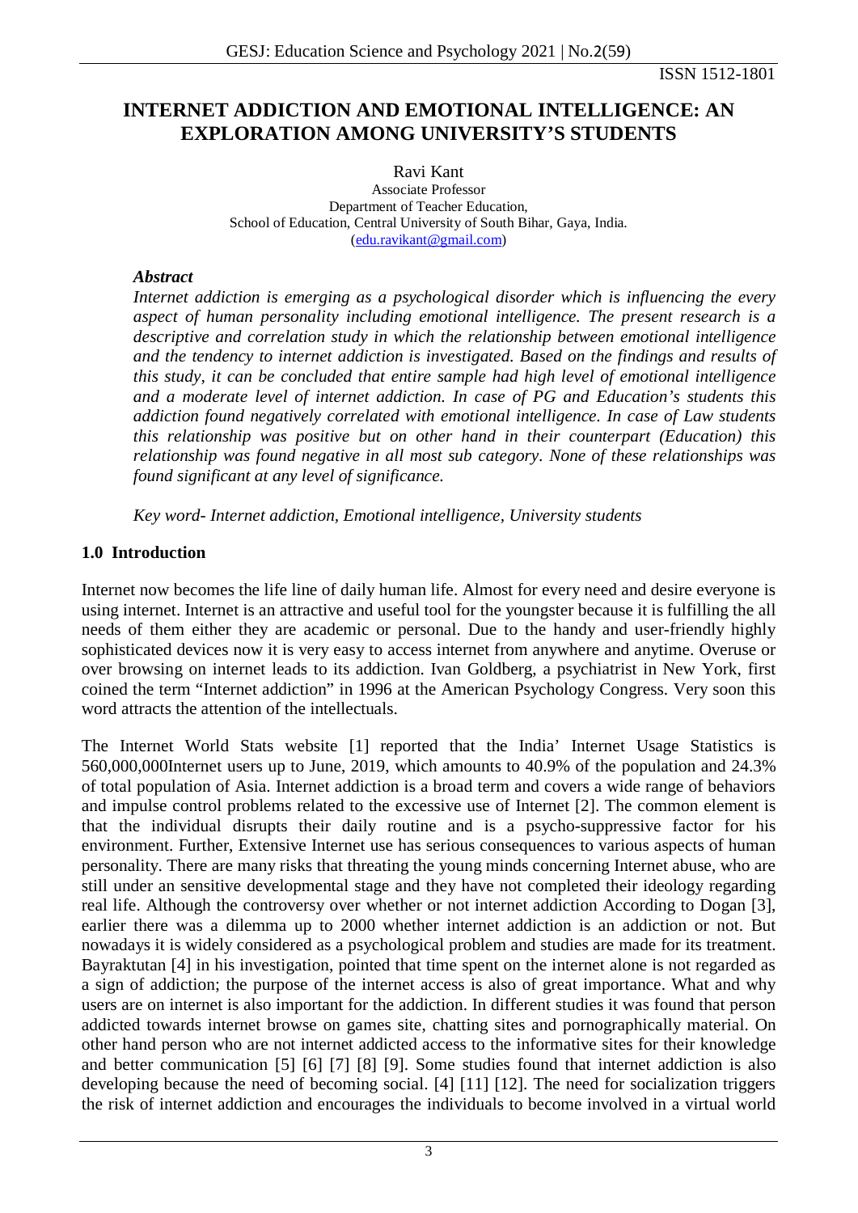ISSN 1512-1801

# INTERNET ADDICTION AND EMOTIONAL INTELLIGENCE: AN EXPLORATION AMONG UNIVERSITY'S STUDENTS

Ravi Kant
Associate Professor
Department of Teacher Education,
School of Education, Central University of South Bihar, Gaya, India.
(edu.ravikant@gmail.com)

***Abstract***

*Internet addiction is emerging as a psychological disorder which is influencing the every aspect of human personality including emotional intelligence. The present research is a descriptive and correlation study in which the relationship between emotional intelligence and the tendency to internet addiction is investigated. Based on the findings and results of this study, it can be concluded that entire sample had high level of emotional intelligence and a moderate level of internet addiction. In case of PG and Education's students this addiction found negatively correlated with emotional intelligence. In case of Law students this relationship was positive but on other hand in their counterpart (Education) this relationship was found negative in all most sub category. None of these relationships was found significant at any level of significance.*

*Key word- Internet addiction, Emotional intelligence, University students*

## 1.0 Introduction

Internet now becomes the life line of daily human life. Almost for every need and desire everyone is using internet. Internet is an attractive and useful tool for the youngster because it is fulfilling the all needs of them either they are academic or personal. Due to the handy and user-friendly highly sophisticated devices now it is very easy to access internet from anywhere and anytime. Overuse or over browsing on internet leads to its addiction. Ivan Goldberg, a psychiatrist in New York, first coined the term "Internet addiction" in 1996 at the American Psychology Congress. Very soon this word attracts the attention of the intellectuals.

The Internet World Stats website [1] reported that the India' Internet Usage Statistics is 560,000,000Internet users up to June, 2019, which amounts to 40.9% of the population and 24.3% of total population of Asia. Internet addiction is a broad term and covers a wide range of behaviors and impulse control problems related to the excessive use of Internet [2]. The common element is that the individual disrupts their daily routine and is a psycho-suppressive factor for his environment. Further, Extensive Internet use has serious consequences to various aspects of human personality. There are many risks that threating the young minds concerning Internet abuse, who are still under an sensitive developmental stage and they have not completed their ideology regarding real life. Although the controversy over whether or not internet addiction According to Dogan [3], earlier there was a dilemma up to 2000 whether internet addiction is an addiction or not. But nowadays it is widely considered as a psychological problem and studies are made for its treatment. Bayraktutan [4] in his investigation, pointed that time spent on the internet alone is not regarded as a sign of addiction; the purpose of the internet access is also of great importance. What and why users are on internet is also important for the addiction. In different studies it was found that person addicted towards internet browse on games site, chatting sites and pornographically material. On other hand person who are not internet addicted access to the informative sites for their knowledge and better communication [5] [6] [7] [8] [9]. Some studies found that internet addiction is also developing because the need of becoming social. [4] [11] [12]. The need for socialization triggers the risk of internet addiction and encourages the individuals to become involved in a virtual world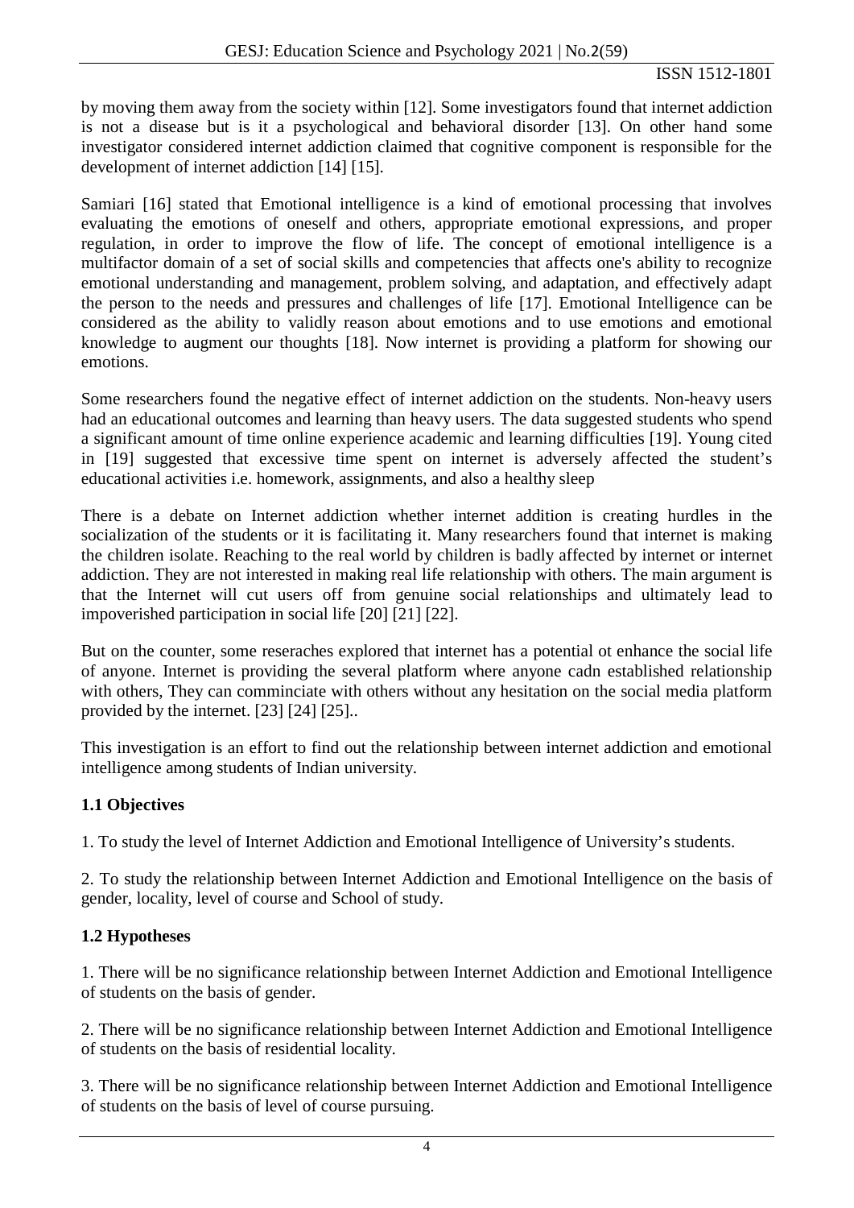by moving them away from the society within [12]. Some investigators found that internet addiction is not a disease but is it a psychological and behavioral disorder [13]. On other hand some investigator considered internet addiction claimed that cognitive component is responsible for the development of internet addiction [14] [15].

Samiari [16] stated that Emotional intelligence is a kind of emotional processing that involves evaluating the emotions of oneself and others, appropriate emotional expressions, and proper regulation, in order to improve the flow of life. The concept of emotional intelligence is a multifactor domain of a set of social skills and competencies that affects one's ability to recognize emotional understanding and management, problem solving, and adaptation, and effectively adapt the person to the needs and pressures and challenges of life [17]. Emotional Intelligence can be considered as the ability to validly reason about emotions and to use emotions and emotional knowledge to augment our thoughts [18]. Now internet is providing a platform for showing our emotions.

Some researchers found the negative effect of internet addiction on the students. Non-heavy users had an educational outcomes and learning than heavy users. The data suggested students who spend a significant amount of time online experience academic and learning difficulties [19]. Young cited in [19] suggested that excessive time spent on internet is adversely affected the student's educational activities i.e. homework, assignments, and also a healthy sleep

There is a debate on Internet addiction whether internet addition is creating hurdles in the socialization of the students or it is facilitating it. Many researchers found that internet is making the children isolate. Reaching to the real world by children is badly affected by internet or internet addiction. They are not interested in making real life relationship with others. The main argument is that the Internet will cut users off from genuine social relationships and ultimately lead to impoverished participation in social life [20] [21] [22].

But on the counter, some reseraches explored that internet has a potential ot enhance the social life of anyone. Internet is providing the several platform where anyone cadn established relationship with others, They can commincniate with others without any hesitation on the social media platform provided by the internet. [23] [24] [25]..

This investigation is an effort to find out the relationship between internet addiction and emotional intelligence among students of Indian university.

### 1.1 Objectives

1. To study the level of Internet Addiction and Emotional Intelligence of University's students.

2. To study the relationship between Internet Addiction and Emotional Intelligence on the basis of gender, locality, level of course and School of study.

### 1.2 Hypotheses

1. There will be no significance relationship between Internet Addiction and Emotional Intelligence of students on the basis of gender.

2. There will be no significance relationship between Internet Addiction and Emotional Intelligence of students on the basis of residential locality.

3. There will be no significance relationship between Internet Addiction and Emotional Intelligence of students on the basis of level of course pursuing.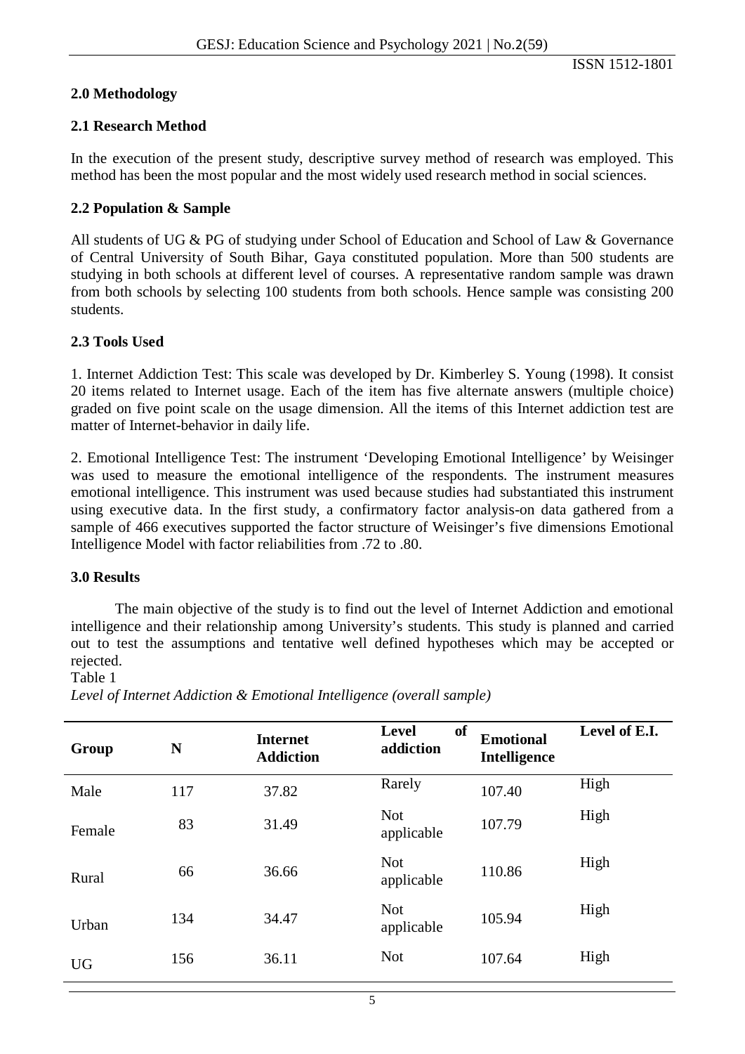## 2.0 Methodology

### 2.1 Research Method

In the execution of the present study, descriptive survey method of research was employed. This method has been the most popular and the most widely used research method in social sciences.

### 2.2 Population & Sample

All students of UG & PG of studying under School of Education and School of Law & Governance of Central University of South Bihar, Gaya constituted population. More than 500 students are studying in both schools at different level of courses. A representative random sample was drawn from both schools by selecting 100 students from both schools. Hence sample was consisting 200 students.

### 2.3 Tools Used

1. Internet Addiction Test: This scale was developed by Dr. Kimberley S. Young (1998). It consist 20 items related to Internet usage. Each of the item has five alternate answers (multiple choice) graded on five point scale on the usage dimension. All the items of this Internet addiction test are matter of Internet-behavior in daily life.

2. Emotional Intelligence Test: The instrument 'Developing Emotional Intelligence' by Weisinger was used to measure the emotional intelligence of the respondents. The instrument measures emotional intelligence. This instrument was used because studies had substantiated this instrument using executive data. In the first study, a confirmatory factor analysis-on data gathered from a sample of 466 executives supported the factor structure of Weisinger's five dimensions Emotional Intelligence Model with factor reliabilities from .72 to .80.

## 3.0 Results

The main objective of the study is to find out the level of Internet Addiction and emotional intelligence and their relationship among University's students. This study is planned and carried out to test the assumptions and tentative well defined hypotheses which may be accepted or rejected.

Table 1

*Level of Internet Addiction & Emotional Intelligence (overall sample)*

| Group | N | Internet Addiction | Level of addiction | Emotional Intelligence | Level of E.I. |
|---|---|---|---|---|---|
| Male | 117 | 37.82 | Rarely | 107.40 | High |
| Female | 83 | 31.49 | Not applicable | 107.79 | High |
| Rural | 66 | 36.66 | Not applicable | 110.86 | High |
| Urban | 134 | 34.47 | Not applicable | 105.94 | High |
| UG | 156 | 36.11 | Not | 107.64 | High |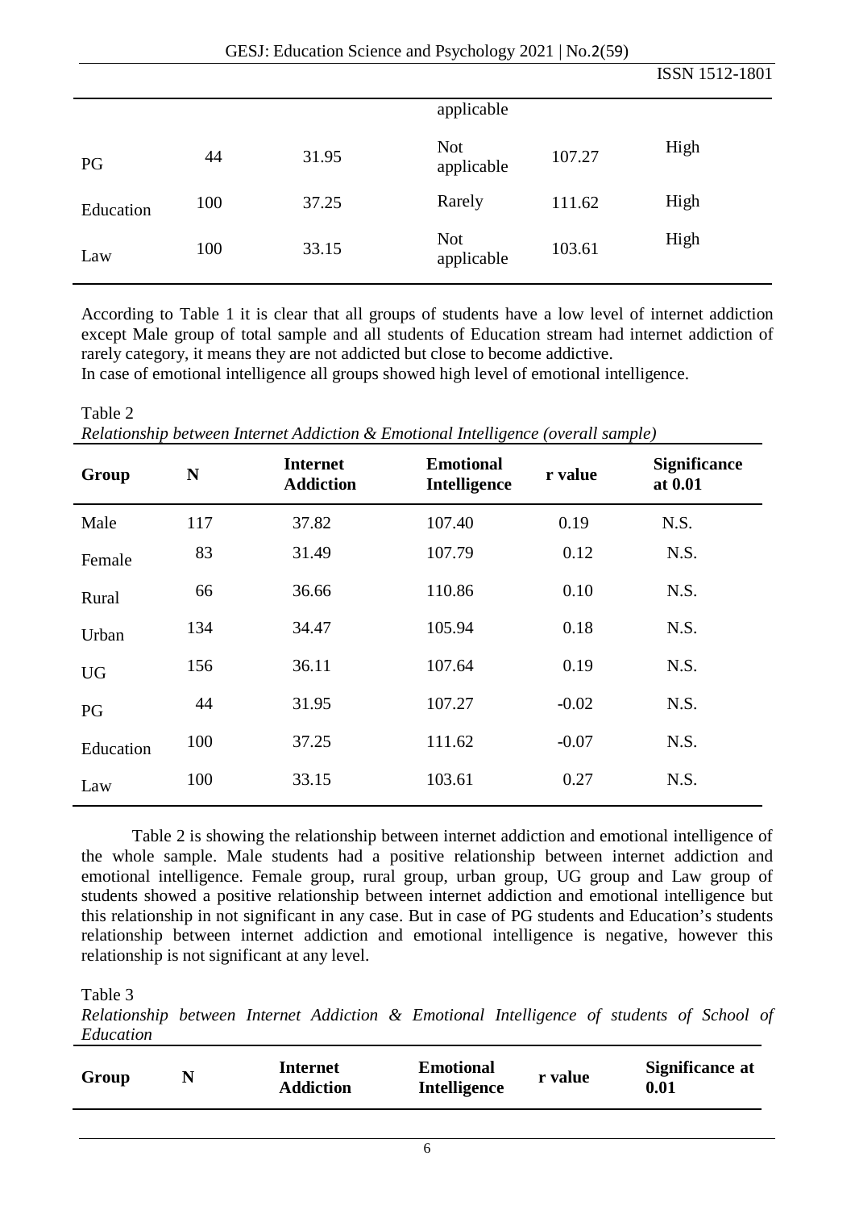| | | | applicable | | |
|---|---|---|---|---|---|
| PG | 44 | 31.95 | Not applicable | 107.27 | High |
| Education | 100 | 37.25 | Rarely | 111.62 | High |
| Law | 100 | 33.15 | Not applicable | 103.61 | High |

According to Table 1 it is clear that all groups of students have a low level of internet addiction except Male group of total sample and all students of Education stream had internet addiction of rarely category, it means they are not addicted but close to become addictive.
In case of emotional intelligence all groups showed high level of emotional intelligence.

Table 2
*Relationship between Internet Addiction & Emotional Intelligence (overall sample)*

| Group | N | Internet Addiction | Emotional Intelligence | r value | Significance at 0.01 |
|---|---|---|---|---|---|
| Male | 117 | 37.82 | 107.40 | 0.19 | N.S. |
| Female | 83 | 31.49 | 107.79 | 0.12 | N.S. |
| Rural | 66 | 36.66 | 110.86 | 0.10 | N.S. |
| Urban | 134 | 34.47 | 105.94 | 0.18 | N.S. |
| UG | 156 | 36.11 | 107.64 | 0.19 | N.S. |
| PG | 44 | 31.95 | 107.27 | -0.02 | N.S. |
| Education | 100 | 37.25 | 111.62 | -0.07 | N.S. |
| Law | 100 | 33.15 | 103.61 | 0.27 | N.S. |

Table 2 is showing the relationship between internet addiction and emotional intelligence of the whole sample. Male students had a positive relationship between internet addiction and emotional intelligence. Female group, rural group, urban group, UG group and Law group of students showed a positive relationship between internet addiction and emotional intelligence but this relationship in not significant in any case. But in case of PG students and Education's students relationship between internet addiction and emotional intelligence is negative, however this relationship is not significant at any level.

Table 3
*Relationship between Internet Addiction & Emotional Intelligence of students of School of Education*

| Group | N | Internet Addiction | Emotional Intelligence | r value | Significance at 0.01 |
|---|---|---|---|---|---|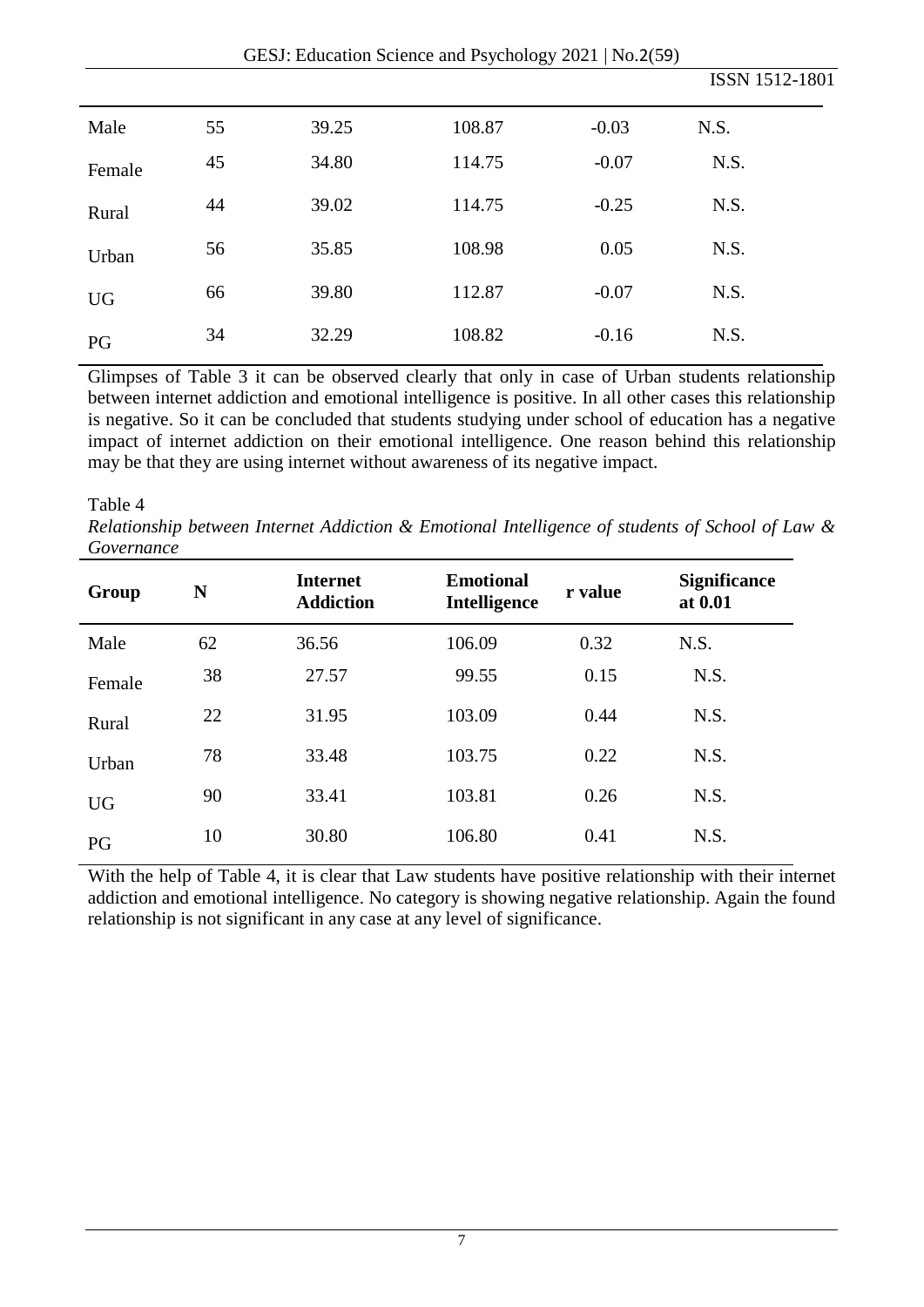| Male | 55 | 39.25 | 108.87 | -0.03 | N.S. |
|---|---|---|---|---|---|
| Female | 45 | 34.80 | 114.75 | -0.07 | N.S. |
| Rural | 44 | 39.02 | 114.75 | -0.25 | N.S. |
| Urban | 56 | 35.85 | 108.98 | 0.05 | N.S. |
| UG | 66 | 39.80 | 112.87 | -0.07 | N.S. |
| PG | 34 | 32.29 | 108.82 | -0.16 | N.S. |

Glimpses of Table 3 it can be observed clearly that only in case of Urban students relationship between internet addiction and emotional intelligence is positive. In all other cases this relationship is negative. So it can be concluded that students studying under school of education has a negative impact of internet addiction on their emotional intelligence. One reason behind this relationship may be that they are using internet without awareness of its negative impact.

Table 4

*Relationship between Internet Addiction & Emotional Intelligence of students of School of Law & Governance*

| **Group** | **N** | **Internet Addiction** | **Emotional Intelligence** | **r value** | **Significance at 0.01** |
|---|---|---|---|---|---|
| Male | 62 | 36.56 | 106.09 | 0.32 | N.S. |
| Female | 38 | 27.57 | 99.55 | 0.15 | N.S. |
| Rural | 22 | 31.95 | 103.09 | 0.44 | N.S. |
| Urban | 78 | 33.48 | 103.75 | 0.22 | N.S. |
| UG | 90 | 33.41 | 103.81 | 0.26 | N.S. |
| PG | 10 | 30.80 | 106.80 | 0.41 | N.S. |

With the help of Table 4, it is clear that Law students have positive relationship with their internet addiction and emotional intelligence. No category is showing negative relationship. Again the found relationship is not significant in any case at any level of significance.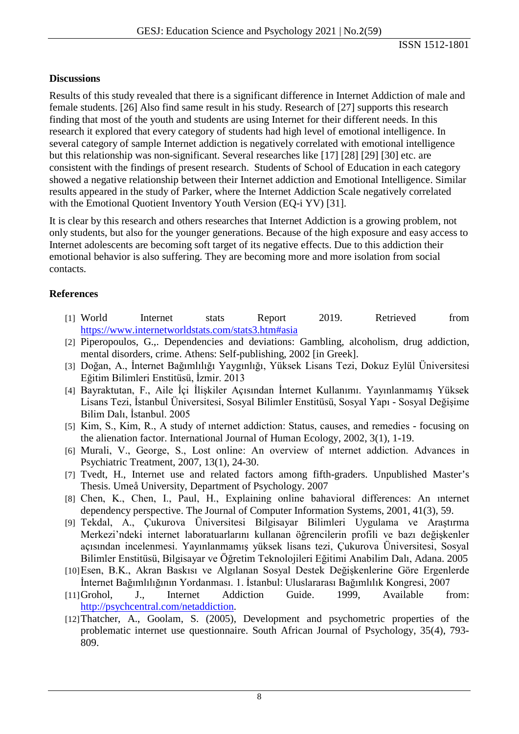## Discussions

Results of this study revealed that there is a significant difference in Internet Addiction of male and female students. [26] Also find same result in his study. Research of [27] supports this research finding that most of the youth and students are using Internet for their different needs. In this research it explored that every category of students had high level of emotional intelligence. In several category of sample Internet addiction is negatively correlated with emotional intelligence but this relationship was non-significant. Several researches like [17] [28] [29] [30] etc. are consistent with the findings of present research. Students of School of Education in each category showed a negative relationship between their Internet addiction and Emotional Intelligence. Similar results appeared in the study of Parker, where the Internet Addiction Scale negatively correlated with the Emotional Quotient Inventory Youth Version (EQ-i YV) [31].

It is clear by this research and others researches that Internet Addiction is a growing problem, not only students, but also for the younger generations. Because of the high exposure and easy access to Internet adolescents are becoming soft target of its negative effects. Due to this addiction their emotional behavior is also suffering. They are becoming more and more isolation from social contacts.

## References

[1] World Internet stats Report 2019. Retrieved from https://www.internetworldstats.com/stats3.htm#asia

[2] Piperopoulos, G.,. Dependencies and deviations: Gambling, alcoholism, drug addiction, mental disorders, crime. Athens: Self-publishing, 2002 [in Greek].

[3] Doğan, A., İnternet Bağımlılığı Yaygınlığı, Yüksek Lisans Tezi, Dokuz Eylül Üniversitesi Eğitim Bilimleri Enstitüsü, İzmir. 2013

[4] Bayraktutan, F., Aile İçi İlişkiler Açısından İnternet Kullanımı. Yayınlanmamış Yüksek Lisans Tezi, İstanbul Üniversitesi, Sosyal Bilimler Enstitüsü, Sosyal Yapı - Sosyal Değişime Bilim Dalı, İstanbul. 2005

[5] Kim, S., Kim, R., A study of ınternet addiction: Status, causes, and remedies - focusing on the alienation factor. International Journal of Human Ecology, 2002, 3(1), 1-19.

[6] Murali, V., George, S., Lost online: An overview of ınternet addiction. Advances in Psychiatric Treatment, 2007, 13(1), 24-30.

[7] Tvedt, H., Internet use and related factors among fifth-graders. Unpublished Master's Thesis. Umeå University, Department of Psychology. 2007

[8] Chen, K., Chen, I., Paul, H., Explaining online bahavioral differences: An ınternet dependency perspective. The Journal of Computer Information Systems, 2001, 41(3), 59.

[9] Tekdal, A., Çukurova Üniversitesi Bilgisayar Bilimleri Uygulama ve Araştırma Merkezi'ndeki internet laboratuarlarını kullanan öğrencilerin profili ve bazı değişkenler açısından incelenmesi. Yayınlanmamış yüksek lisans tezi, Çukurova Üniversitesi, Sosyal Bilimler Enstitüsü, Bilgisayar ve Öğretim Teknolojileri Eğitimi Anabilim Dalı, Adana. 2005

[10] Esen, B.K., Akran Baskısı ve Algılanan Sosyal Destek Değişkenlerine Göre Ergenlerde İnternet Bağımlılığının Yordanması. 1. İstanbul: Uluslararası Bağımlılık Kongresi, 2007

[11] Grohol, J., Internet Addiction Guide. 1999, Available from: http://psychcentral.com/netaddiction.

[12] Thatcher, A., Goolam, S. (2005), Development and psychometric properties of the problematic internet use questionnaire. South African Journal of Psychology, 35(4), 793-809.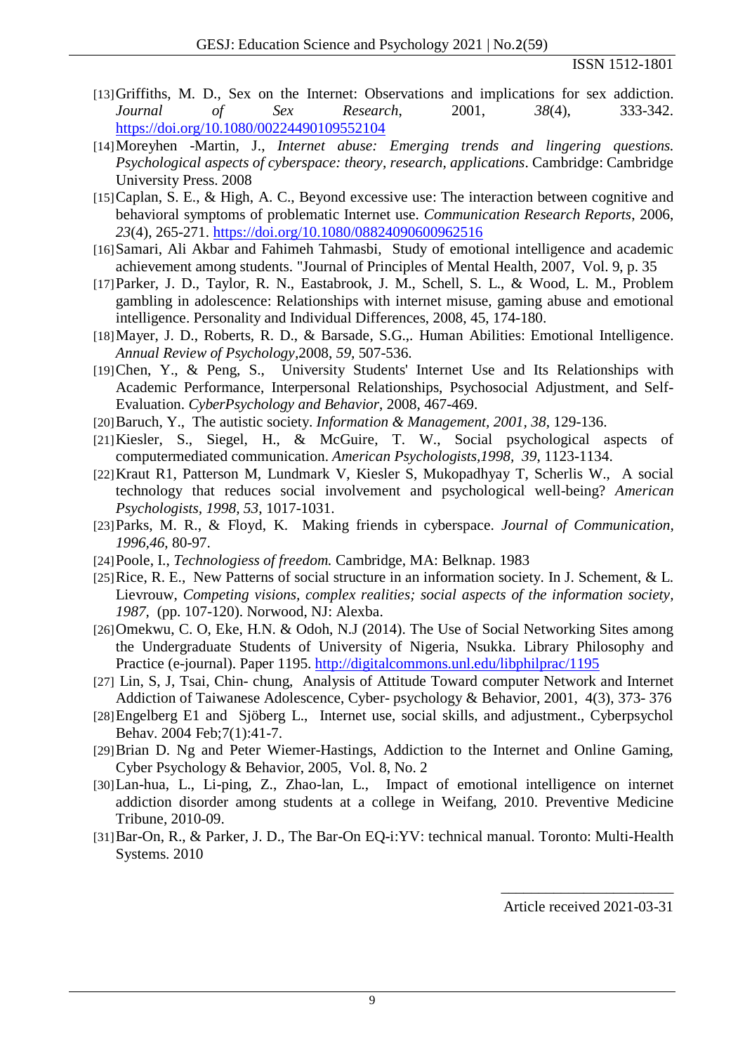[13] Griffiths, M. D., Sex on the Internet: Observations and implications for sex addiction. *Journal of Sex Research*, 2001, *38*(4), 333-342. https://doi.org/10.1080/00224490109552104

[14] Moreyhen -Martin, J., *Internet abuse: Emerging trends and lingering questions. Psychological aspects of cyberspace: theory, research, applications*. Cambridge: Cambridge University Press. 2008

[15] Caplan, S. E., & High, A. C., Beyond excessive use: The interaction between cognitive and behavioral symptoms of problematic Internet use. *Communication Research Reports*, 2006, *23*(4), 265-271. https://doi.org/10.1080/08824090600962516

[16] Samari, Ali Akbar and Fahimeh Tahmasbi, Study of emotional intelligence and academic achievement among students. "Journal of Principles of Mental Health, 2007, Vol. 9, p. 35

[17] Parker, J. D., Taylor, R. N., Eastabrook, J. M., Schell, S. L., & Wood, L. M., Problem gambling in adolescence: Relationships with internet misuse, gaming abuse and emotional intelligence. Personality and Individual Differences, 2008, 45, 174-180.

[18] Mayer, J. D., Roberts, R. D., & Barsade, S.G.,. Human Abilities: Emotional Intelligence. *Annual Review of Psychology*,2008, *59*, 507-536.

[19] Chen, Y., & Peng, S., University Students' Internet Use and Its Relationships with Academic Performance, Interpersonal Relationships, Psychosocial Adjustment, and Self-Evaluation. *CyberPsychology and Behavior*, 2008, 467-469.

[20] Baruch, Y., The autistic society. *Information & Management, 2001, 38*, 129-136.

[21] Kiesler, S., Siegel, H., & McGuire, T. W., Social psychological aspects of computermediated communication. *American Psychologists,1998, 39*, 1123-1134.

[22] Kraut R1, Patterson M, Lundmark V, Kiesler S, Mukopadhyay T, Scherlis W., A social technology that reduces social involvement and psychological well-being? *American Psychologists, 1998, 53*, 1017-1031.

[23] Parks, M. R., & Floyd, K. Making friends in cyberspace. *Journal of Communication, 1996,46*, 80-97.

[24] Poole, I., *Technologiess of freedom.* Cambridge, MA: Belknap. 1983

[25] Rice, R. E., New Patterns of social structure in an information society. In J. Schement, & L. Lievrouw, *Competing visions, complex realities; social aspects of the information society, 1987*, (pp. 107-120). Norwood, NJ: Alexba.

[26] Omekwu, C. O, Eke, H.N. & Odoh, N.J (2014). The Use of Social Networking Sites among the Undergraduate Students of University of Nigeria, Nsukka. Library Philosophy and Practice (e-journal). Paper 1195. http://digitalcommons.unl.edu/libphilprac/1195

[27] Lin, S, J, Tsai, Chin- chung, Analysis of Attitude Toward computer Network and Internet Addiction of Taiwanese Adolescence, Cyber- psychology & Behavior, 2001, 4(3), 373- 376

[28] Engelberg E1 and Sjöberg L., Internet use, social skills, and adjustment., Cyberpsychol Behav. 2004 Feb;7(1):41-7.

[29] Brian D. Ng and Peter Wiemer-Hastings, Addiction to the Internet and Online Gaming, Cyber Psychology & Behavior, 2005, Vol. 8, No. 2

[30] Lan-hua, L., Li-ping, Z., Zhao-lan, L., Impact of emotional intelligence on internet addiction disorder among students at a college in Weifang, 2010. Preventive Medicine Tribune, 2010-09.

[31] Bar-On, R., & Parker, J. D., The Bar-On EQ-i:YV: technical manual. Toronto: Multi-Health Systems. 2010

Article received 2021-03-31